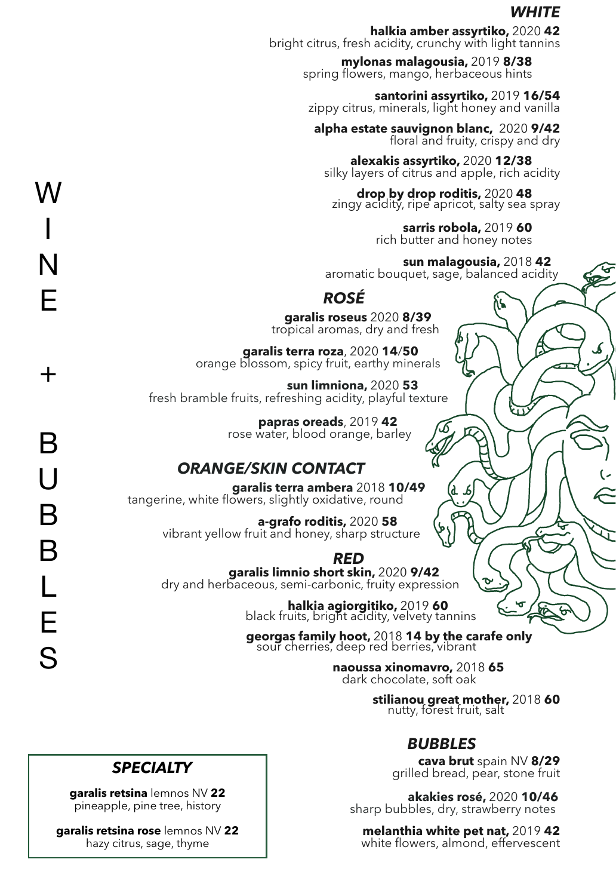# WINE + BUBBLES

## *WHITE*

**halkia amber assyrtiko,** 2020 **42**
bright citrus, fresh acidity, crunchy with light tannins

**mylonas malagousia,** 2019 **8/38**
spring flowers, mango, herbaceous hints

**santorini assyrtiko,** 2019 **16/54**
zippy citrus, minerals, light honey and vanilla

**alpha estate sauvignon blanc,** 2020 **9/42**
floral and fruity, crispy and dry

**alexakis assyrtiko,** 2020 **12/38**
silky layers of citrus and apple, rich acidity

**drop by drop roditis,** 2020 **48**
zingy acidity, ripe apricot, salty sea spray

**sarris robola,** 2019 **60**
rich butter and honey notes

**sun malagousia,** 2018 **42**
aromatic bouquet, sage, balanced acidity

## *ROSÉ*

**garalis roseus** 2020 **8/39**
tropical aromas, dry and fresh

**garalis terra roza**, 2020 **14**/**50**
orange blossom, spicy fruit, earthy minerals

**sun limniona,** 2020 **53**
fresh bramble fruits, refreshing acidity, playful texture

**papras oreads**, 2019 **42**
rose water, blood orange, barley

## *ORANGE/SKIN CONTACT*

**garalis terra ambera** 2018 **10/49**
tangerine, white flowers, slightly oxidative, round

**a-grafo roditis,** 2020 **58**
vibrant yellow fruit and honey, sharp structure

## *RED*

**garalis limnio short skin,** 2020 **9/42**
dry and herbaceous, semi-carbonic, fruity expression

**halkia agiorgitiko,** 2019 **60**
black fruits, bright acidity, velvety tannins

**georgas family hoot,** 2018 **14 by the carafe only**
sour cherries, deep red berries, vibrant

**naoussa xinomavro,** 2018 **65**
dark chocolate, soft oak

**stilianou great mother,** 2018 **60**
nutty, forest fruit, salt

## *BUBBLES*

**cava brut** spain NV **8/29**
grilled bread, pear, stone fruit

**akakies rosé,** 2020 **10/46**
sharp bubbles, dry, strawberry notes

**melanthia white pet nat,** 2019 **42**
white flowers, almond, effervescent

## *SPECIALTY*

**garalis retsina** lemnos NV **22**
pineapple, pine tree, history

**garalis retsina rose** lemnos NV **22**
hazy citrus, sage, thyme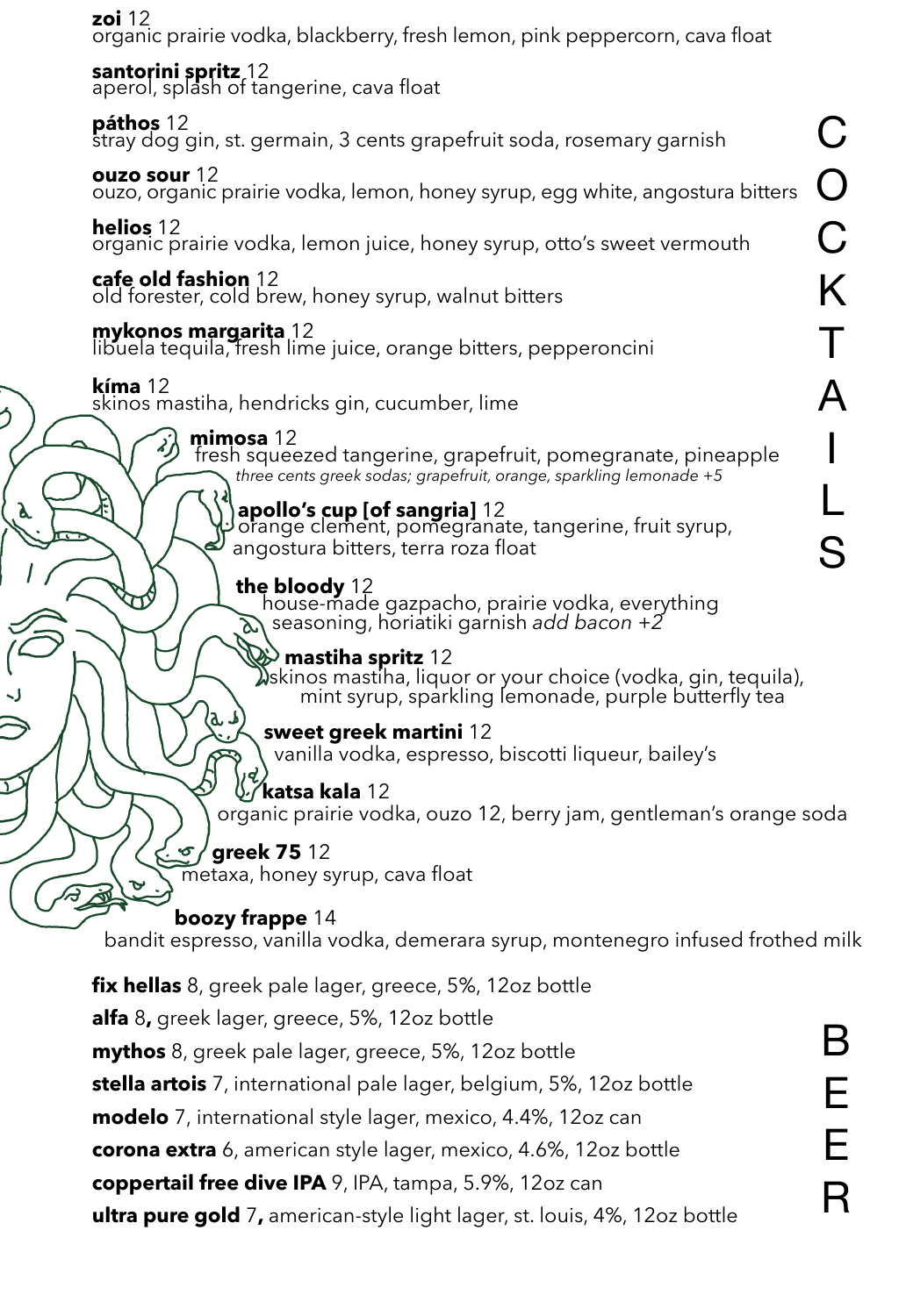## COCKTAILS

**zoi** 12
organic prairie vodka, blackberry, fresh lemon, pink peppercorn, cava float

**santorini spritz** 12
aperol, splash of tangerine, cava float

**páthos** 12
stray dog gin, st. germain, 3 cents grapefruit soda, rosemary garnish

**ouzo sour** 12
ouzo, organic prairie vodka, lemon, honey syrup, egg white, angostura bitters

**helios** 12
organic prairie vodka, lemon juice, honey syrup, otto's sweet vermouth

**cafe old fashion** 12
old forester, cold brew, honey syrup, walnut bitters

**mykonos margarita** 12
libuela tequila, fresh lime juice, orange bitters, pepperoncini

**kíma** 12
skinos mastiha, hendricks gin, cucumber, lime

**mimosa** 12
fresh squeezed tangerine, grapefruit, pomegranate, pineapple
*three cents greek sodas; grapefruit, orange, sparkling lemonade +5*

**apollo's cup [of sangria]** 12
orange clement, pomegranate, tangerine, fruit syrup, angostura bitters, terra roza float

**the bloody** 12
house-made gazpacho, prairie vodka, everything seasoning, horiatiki garnish *add bacon +2*

**mastiha spritz** 12
skinos mastiha, liquor or your choice (vodka, gin, tequila), mint syrup, sparkling lemonade, purple butterfly tea

**sweet greek martini** 12
vanilla vodka, espresso, biscotti liqueur, bailey's

**katsa kala** 12
organic prairie vodka, ouzo 12, berry jam, gentleman's orange soda

**greek 75** 12
metaxa, honey syrup, cava float

**boozy frappe** 14
bandit espresso, vanilla vodka, demerara syrup, montenegro infused frothed milk

## BEER

**fix hellas** 8, greek pale lager, greece, 5%, 12oz bottle

**alfa** 8**,** greek lager, greece, 5%, 12oz bottle

**mythos** 8, greek pale lager, greece, 5%, 12oz bottle

**stella artois** 7, international pale lager, belgium, 5%, 12oz bottle

**modelo** 7, international style lager, mexico, 4.4%, 12oz can

**corona extra** 6, american style lager, mexico, 4.6%, 12oz bottle

**coppertail free dive IPA** 9, IPA, tampa, 5.9%, 12oz can

**ultra pure gold** 7**,** american-style light lager, st. louis, 4%, 12oz bottle